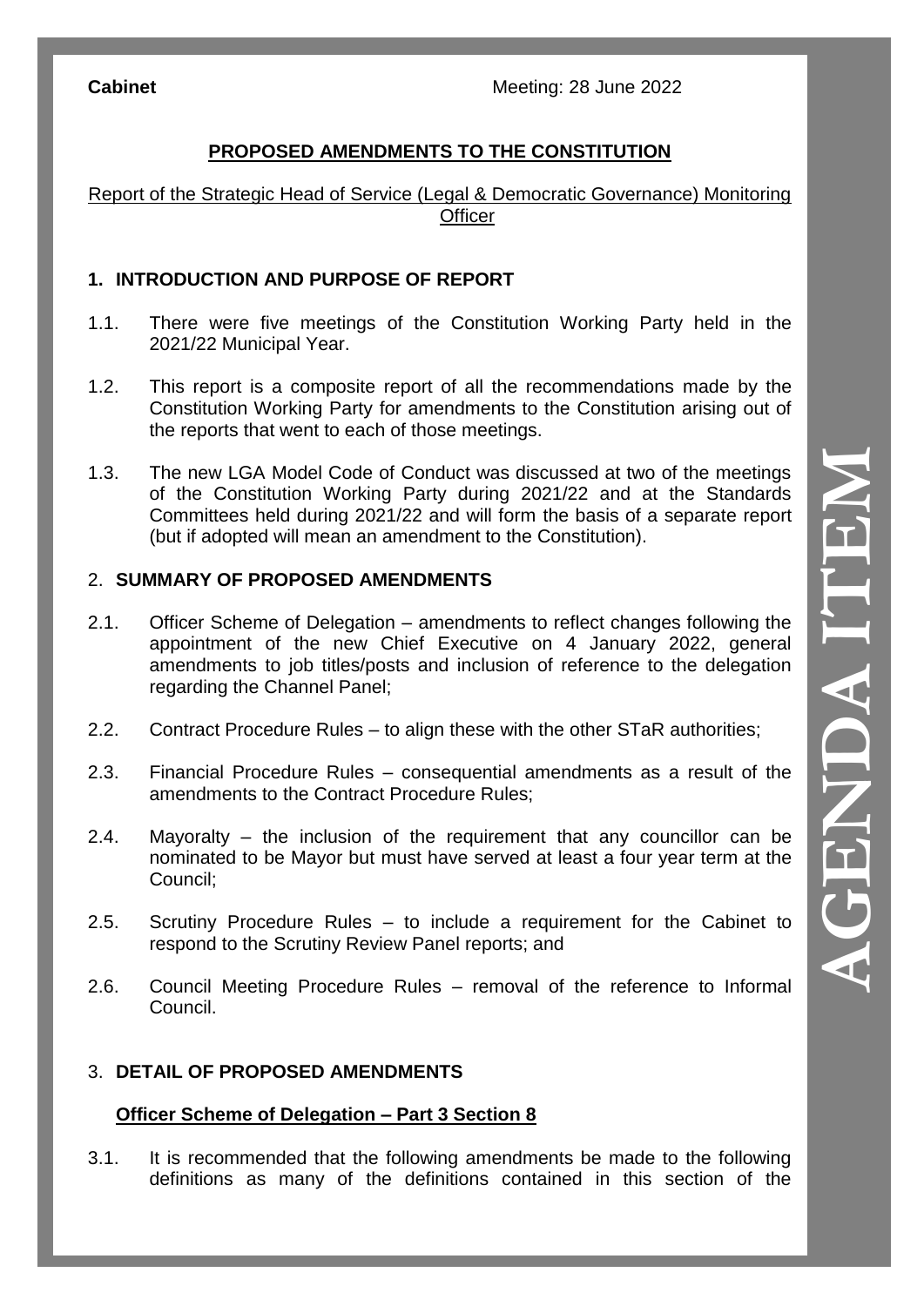**Cabinet** Meeting: 28 June 2022

## PROPOSED AMENDMENTS TO THE CONSTITUTION

Report of the Strategic Head of Service (Legal & Democratic Governance) Monitoring Officer

### 1. INTRODUCTION AND PURPOSE OF REPORT

1.1. There were five meetings of the Constitution Working Party held in the 2021/22 Municipal Year.

1.2. This report is a composite report of all the recommendations made by the Constitution Working Party for amendments to the Constitution arising out of the reports that went to each of those meetings.

1.3. The new LGA Model Code of Conduct was discussed at two of the meetings of the Constitution Working Party during 2021/22 and at the Standards Committees held during 2021/22 and will form the basis of a separate report (but if adopted will mean an amendment to the Constitution).

### 2. SUMMARY OF PROPOSED AMENDMENTS

2.1. Officer Scheme of Delegation – amendments to reflect changes following the appointment of the new Chief Executive on 4 January 2022, general amendments to job titles/posts and inclusion of reference to the delegation regarding the Channel Panel;

2.2. Contract Procedure Rules – to align these with the other STaR authorities;

2.3. Financial Procedure Rules – consequential amendments as a result of the amendments to the Contract Procedure Rules;

2.4. Mayoralty – the inclusion of the requirement that any councillor can be nominated to be Mayor but must have served at least a four year term at the Council;

2.5. Scrutiny Procedure Rules – to include a requirement for the Cabinet to respond to the Scrutiny Review Panel reports; and

2.6. Council Meeting Procedure Rules – removal of the reference to Informal Council.

### 3. DETAIL OF PROPOSED AMENDMENTS

**Officer Scheme of Delegation – Part 3 Section 8**

3.1. It is recommended that the following amendments be made to the following definitions as many of the definitions contained in this section of the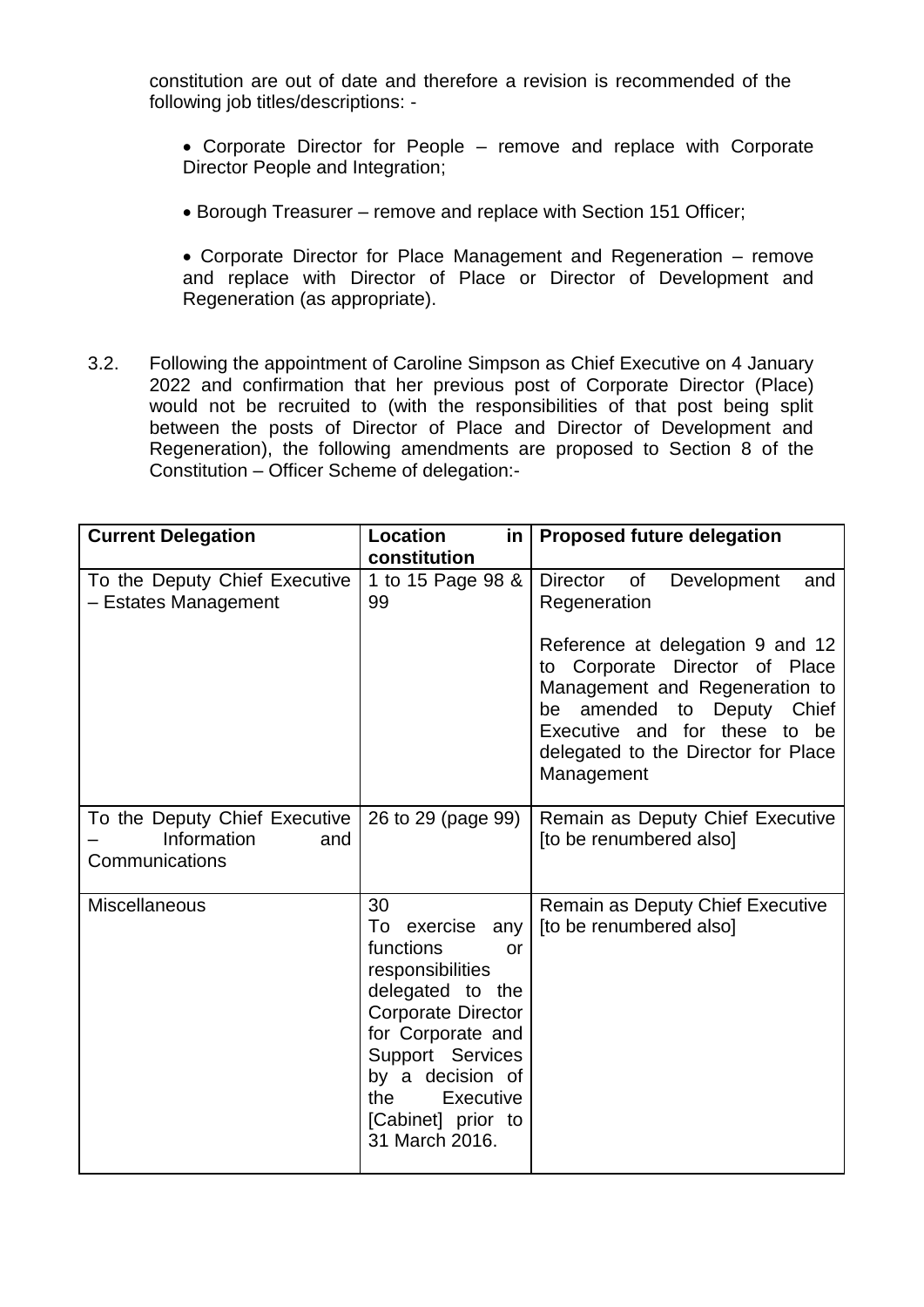constitution are out of date and therefore a revision is recommended of the following job titles/descriptions: -

- Corporate Director for People – remove and replace with Corporate Director People and Integration;
- Borough Treasurer – remove and replace with Section 151 Officer;
- Corporate Director for Place Management and Regeneration – remove and replace with Director of Place or Director of Development and Regeneration (as appropriate).

3.2. Following the appointment of Caroline Simpson as Chief Executive on 4 January 2022 and confirmation that her previous post of Corporate Director (Place) would not be recruited to (with the responsibilities of that post being split between the posts of Director of Place and Director of Development and Regeneration), the following amendments are proposed to Section 8 of the Constitution – Officer Scheme of delegation:-

| **Current Delegation** | **Location in constitution** | **Proposed future delegation** |
|---|---|---|
| To the Deputy Chief Executive – Estates Management | 1 to 15 Page 98 & 99 | Director of Development and Regeneration<br><br>Reference at delegation 9 and 12 to Corporate Director of Place Management and Regeneration to be amended to Deputy Chief Executive and for these to be delegated to the Director for Place Management |
| To the Deputy Chief Executive – Information and Communications | 26 to 29 (page 99) | Remain as Deputy Chief Executive [to be renumbered also] |
| Miscellaneous | 30<br>To exercise any functions or responsibilities delegated to the Corporate Director for Corporate and Support Services by a decision of the Executive [Cabinet] prior to 31 March 2016. | Remain as Deputy Chief Executive [to be renumbered also] |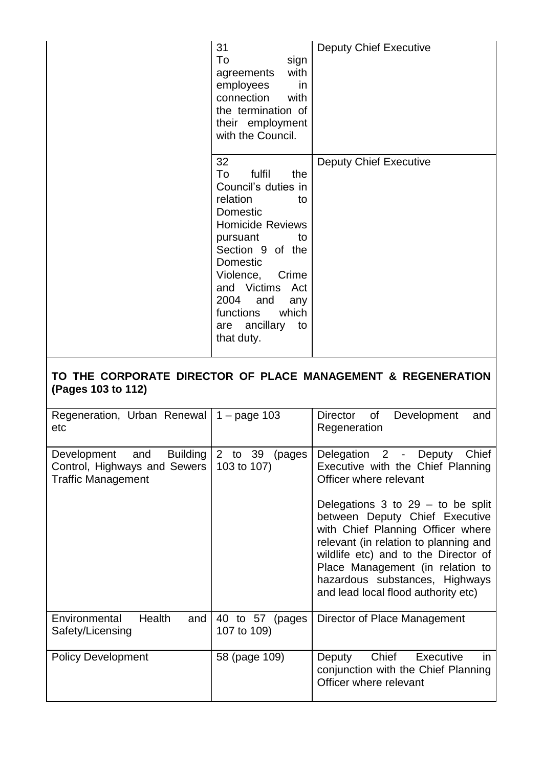| | | |
|---|---|---|
| | 31<br>To sign agreements with employees in connection with the termination of their employment with the Council. | Deputy Chief Executive |
| | 32<br>To fulfil the Council's duties in relation to Domestic Homicide Reviews pursuant to Section 9 of the Domestic Violence, Crime and Victims Act 2004 and any functions which are ancillary to that duty. | Deputy Chief Executive |

**TO THE CORPORATE DIRECTOR OF PLACE MANAGEMENT & REGENERATION (Pages 103 to 112)**

| | | |
|---|---|---|
| Regeneration, Urban Renewal etc | 1 – page 103 | Director of Development and Regeneration |
| Development and Building Control, Highways and Sewers Traffic Management | 2 to 39 (pages 103 to 107) | Delegation 2 - Deputy Chief Executive with the Chief Planning Officer where relevant<br><br>Delegations 3 to 29 – to be split between Deputy Chief Executive with Chief Planning Officer where relevant (in relation to planning and wildlife etc) and to the Director of Place Management (in relation to hazardous substances, Highways and lead local flood authority etc) |
| Environmental Health and Safety/Licensing | 40 to 57 (pages 107 to 109) | Director of Place Management |
| Policy Development | 58 (page 109) | Deputy Chief Executive in conjunction with the Chief Planning Officer where relevant |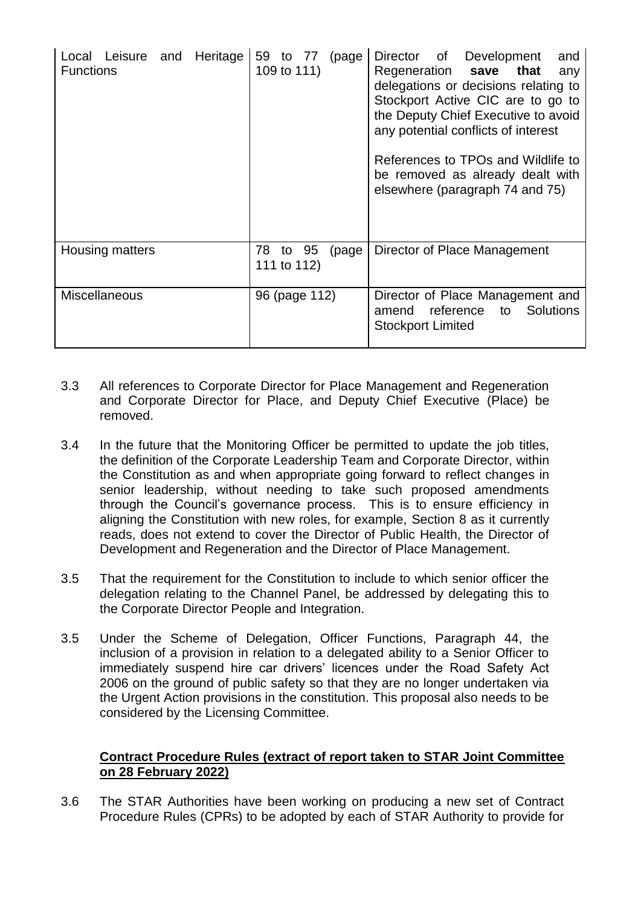| Local Leisure and Heritage Functions | 59 to 77 (page 109 to 111) | Director of Development and Regeneration **save that** any delegations or decisions relating to Stockport Active CIC are to go to the Deputy Chief Executive to avoid any potential conflicts of interest<br><br>References to TPOs and Wildlife to be removed as already dealt with elsewhere (paragraph 74 and 75) |
|---|---|---|
| Housing matters | 78 to 95 (page 111 to 112) | Director of Place Management |
| Miscellaneous | 96 (page 112) | Director of Place Management and amend reference to Solutions Stockport Limited |

3.3 All references to Corporate Director for Place Management and Regeneration and Corporate Director for Place, and Deputy Chief Executive (Place) be removed.

3.4 In the future that the Monitoring Officer be permitted to update the job titles, the definition of the Corporate Leadership Team and Corporate Director, within the Constitution as and when appropriate going forward to reflect changes in senior leadership, without needing to take such proposed amendments through the Council's governance process. This is to ensure efficiency in aligning the Constitution with new roles, for example, Section 8 as it currently reads, does not extend to cover the Director of Public Health, the Director of Development and Regeneration and the Director of Place Management.

3.5 That the requirement for the Constitution to include to which senior officer the delegation relating to the Channel Panel, be addressed by delegating this to the Corporate Director People and Integration.

3.5 Under the Scheme of Delegation, Officer Functions, Paragraph 44, the inclusion of a provision in relation to a delegated ability to a Senior Officer to immediately suspend hire car drivers' licences under the Road Safety Act 2006 on the ground of public safety so that they are no longer undertaken via the Urgent Action provisions in the constitution. This proposal also needs to be considered by the Licensing Committee.

**Contract Procedure Rules (extract of report taken to STAR Joint Committee on 28 February 2022)**

3.6 The STAR Authorities have been working on producing a new set of Contract Procedure Rules (CPRs) to be adopted by each of STAR Authority to provide for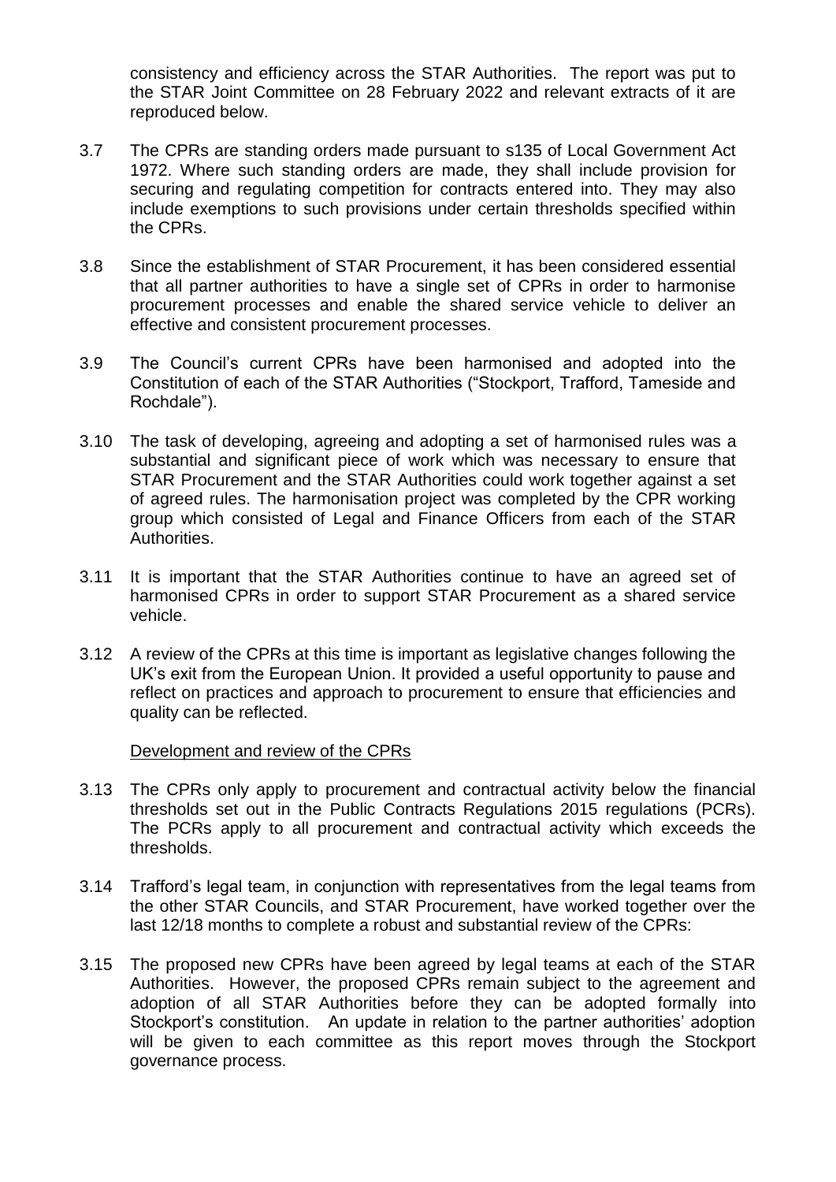consistency and efficiency across the STAR Authorities. The report was put to the STAR Joint Committee on 28 February 2022 and relevant extracts of it are reproduced below.

3.7 The CPRs are standing orders made pursuant to s135 of Local Government Act 1972. Where such standing orders are made, they shall include provision for securing and regulating competition for contracts entered into. They may also include exemptions to such provisions under certain thresholds specified within the CPRs.

3.8 Since the establishment of STAR Procurement, it has been considered essential that all partner authorities to have a single set of CPRs in order to harmonise procurement processes and enable the shared service vehicle to deliver an effective and consistent procurement processes.

3.9 The Council's current CPRs have been harmonised and adopted into the Constitution of each of the STAR Authorities ("Stockport, Trafford, Tameside and Rochdale").

3.10 The task of developing, agreeing and adopting a set of harmonised rules was a substantial and significant piece of work which was necessary to ensure that STAR Procurement and the STAR Authorities could work together against a set of agreed rules. The harmonisation project was completed by the CPR working group which consisted of Legal and Finance Officers from each of the STAR Authorities.

3.11 It is important that the STAR Authorities continue to have an agreed set of harmonised CPRs in order to support STAR Procurement as a shared service vehicle.

3.12 A review of the CPRs at this time is important as legislative changes following the UK's exit from the European Union. It provided a useful opportunity to pause and reflect on practices and approach to procurement to ensure that efficiencies and quality can be reflected.

Development and review of the CPRs

3.13 The CPRs only apply to procurement and contractual activity below the financial thresholds set out in the Public Contracts Regulations 2015 regulations (PCRs). The PCRs apply to all procurement and contractual activity which exceeds the thresholds.

3.14 Trafford's legal team, in conjunction with representatives from the legal teams from the other STAR Councils, and STAR Procurement, have worked together over the last 12/18 months to complete a robust and substantial review of the CPRs:

3.15 The proposed new CPRs have been agreed by legal teams at each of the STAR Authorities. However, the proposed CPRs remain subject to the agreement and adoption of all STAR Authorities before they can be adopted formally into Stockport's constitution. An update in relation to the partner authorities' adoption will be given to each committee as this report moves through the Stockport governance process.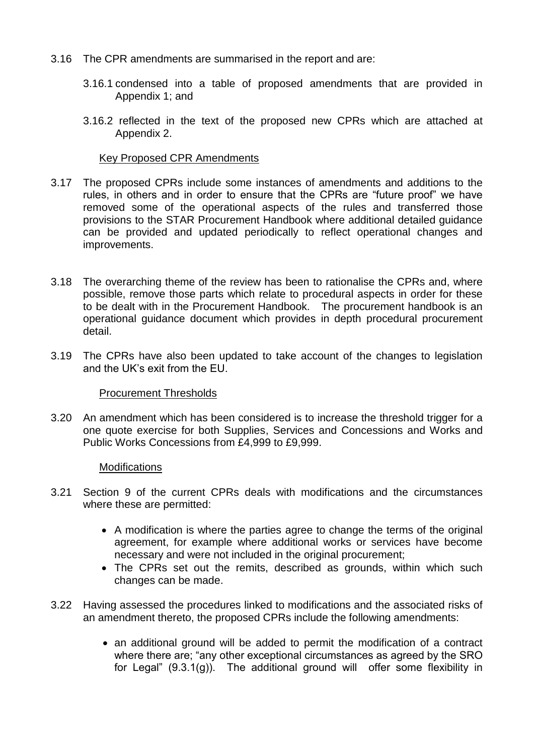3.16 The CPR amendments are summarised in the report and are:

3.16.1 condensed into a table of proposed amendments that are provided in Appendix 1; and

3.16.2 reflected in the text of the proposed new CPRs which are attached at Appendix 2.

Key Proposed CPR Amendments

3.17 The proposed CPRs include some instances of amendments and additions to the rules, in others and in order to ensure that the CPRs are "future proof" we have removed some of the operational aspects of the rules and transferred those provisions to the STAR Procurement Handbook where additional detailed guidance can be provided and updated periodically to reflect operational changes and improvements.

3.18 The overarching theme of the review has been to rationalise the CPRs and, where possible, remove those parts which relate to procedural aspects in order for these to be dealt with in the Procurement Handbook. The procurement handbook is an operational guidance document which provides in depth procedural procurement detail.

3.19 The CPRs have also been updated to take account of the changes to legislation and the UK's exit from the EU.

Procurement Thresholds

3.20 An amendment which has been considered is to increase the threshold trigger for a one quote exercise for both Supplies, Services and Concessions and Works and Public Works Concessions from £4,999 to £9,999.

Modifications

3.21 Section 9 of the current CPRs deals with modifications and the circumstances where these are permitted:

- A modification is where the parties agree to change the terms of the original agreement, for example where additional works or services have become necessary and were not included in the original procurement;
- The CPRs set out the remits, described as grounds, within which such changes can be made.

3.22 Having assessed the procedures linked to modifications and the associated risks of an amendment thereto, the proposed CPRs include the following amendments:

- an additional ground will be added to permit the modification of a contract where there are; "any other exceptional circumstances as agreed by the SRO for Legal" (9.3.1(g)). The additional ground will offer some flexibility in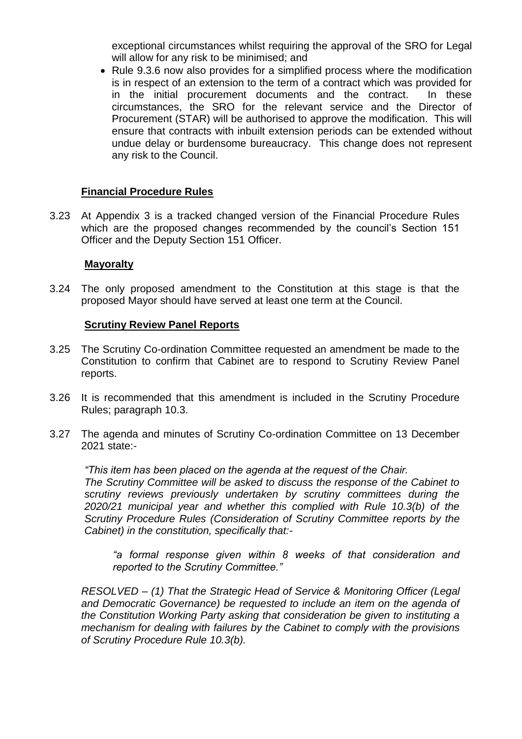exceptional circumstances whilst requiring the approval of the SRO for Legal will allow for any risk to be minimised; and

- Rule 9.3.6 now also provides for a simplified process where the modification is in respect of an extension to the term of a contract which was provided for in the initial procurement documents and the contract. In these circumstances, the SRO for the relevant service and the Director of Procurement (STAR) will be authorised to approve the modification. This will ensure that contracts with inbuilt extension periods can be extended without undue delay or burdensome bureaucracy. This change does not represent any risk to the Council.

**Financial Procedure Rules**

3.23 At Appendix 3 is a tracked changed version of the Financial Procedure Rules which are the proposed changes recommended by the council's Section 151 Officer and the Deputy Section 151 Officer.

**Mayoralty**

3.24 The only proposed amendment to the Constitution at this stage is that the proposed Mayor should have served at least one term at the Council.

**Scrutiny Review Panel Reports**

3.25 The Scrutiny Co-ordination Committee requested an amendment be made to the Constitution to confirm that Cabinet are to respond to Scrutiny Review Panel reports.

3.26 It is recommended that this amendment is included in the Scrutiny Procedure Rules; paragraph 10.3.

3.27 The agenda and minutes of Scrutiny Co-ordination Committee on 13 December 2021 state:-

*"This item has been placed on the agenda at the request of the Chair. The Scrutiny Committee will be asked to discuss the response of the Cabinet to scrutiny reviews previously undertaken by scrutiny committees during the 2020/21 municipal year and whether this complied with Rule 10.3(b) of the Scrutiny Procedure Rules (Consideration of Scrutiny Committee reports by the Cabinet) in the constitution, specifically that:-*

*"a formal response given within 8 weeks of that consideration and reported to the Scrutiny Committee."*

*RESOLVED – (1) That the Strategic Head of Service & Monitoring Officer (Legal and Democratic Governance) be requested to include an item on the agenda of the Constitution Working Party asking that consideration be given to instituting a mechanism for dealing with failures by the Cabinet to comply with the provisions of Scrutiny Procedure Rule 10.3(b).*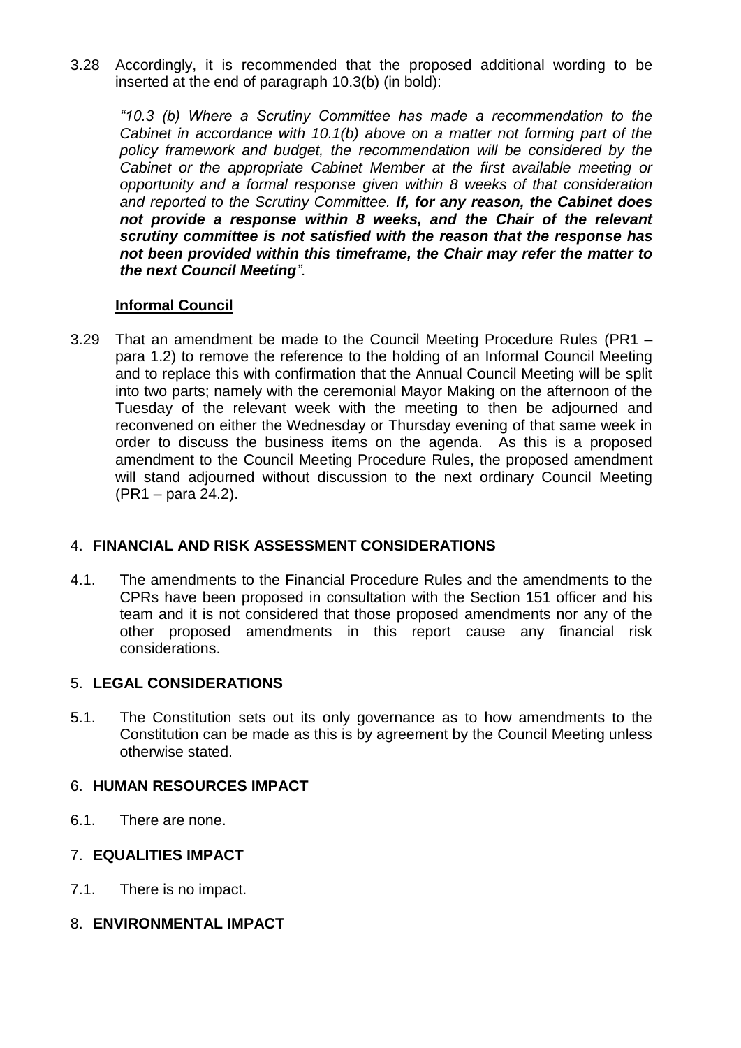3.28 Accordingly, it is recommended that the proposed additional wording to be inserted at the end of paragraph 10.3(b) (in bold):

> *"10.3 (b) Where a Scrutiny Committee has made a recommendation to the Cabinet in accordance with 10.1(b) above on a matter not forming part of the policy framework and budget, the recommendation will be considered by the Cabinet or the appropriate Cabinet Member at the first available meeting or opportunity and a formal response given within 8 weeks of that consideration and reported to the Scrutiny Committee.* ***If, for any reason, the Cabinet does not provide a response within 8 weeks, and the Chair of the relevant scrutiny committee is not satisfied with the reason that the response has not been provided within this timeframe, the Chair may refer the matter to the next Council Meeting****".*

**Informal Council**

3.29 That an amendment be made to the Council Meeting Procedure Rules (PR1 – para 1.2) to remove the reference to the holding of an Informal Council Meeting and to replace this with confirmation that the Annual Council Meeting will be split into two parts; namely with the ceremonial Mayor Making on the afternoon of the Tuesday of the relevant week with the meeting to then be adjourned and reconvened on either the Wednesday or Thursday evening of that same week in order to discuss the business items on the agenda. As this is a proposed amendment to the Council Meeting Procedure Rules, the proposed amendment will stand adjourned without discussion to the next ordinary Council Meeting (PR1 – para 24.2).

## 4. FINANCIAL AND RISK ASSESSMENT CONSIDERATIONS

4.1. The amendments to the Financial Procedure Rules and the amendments to the CPRs have been proposed in consultation with the Section 151 officer and his team and it is not considered that those proposed amendments nor any of the other proposed amendments in this report cause any financial risk considerations.

## 5. LEGAL CONSIDERATIONS

5.1. The Constitution sets out its only governance as to how amendments to the Constitution can be made as this is by agreement by the Council Meeting unless otherwise stated.

## 6. HUMAN RESOURCES IMPACT

6.1. There are none.

## 7. EQUALITIES IMPACT

7.1. There is no impact.

## 8. ENVIRONMENTAL IMPACT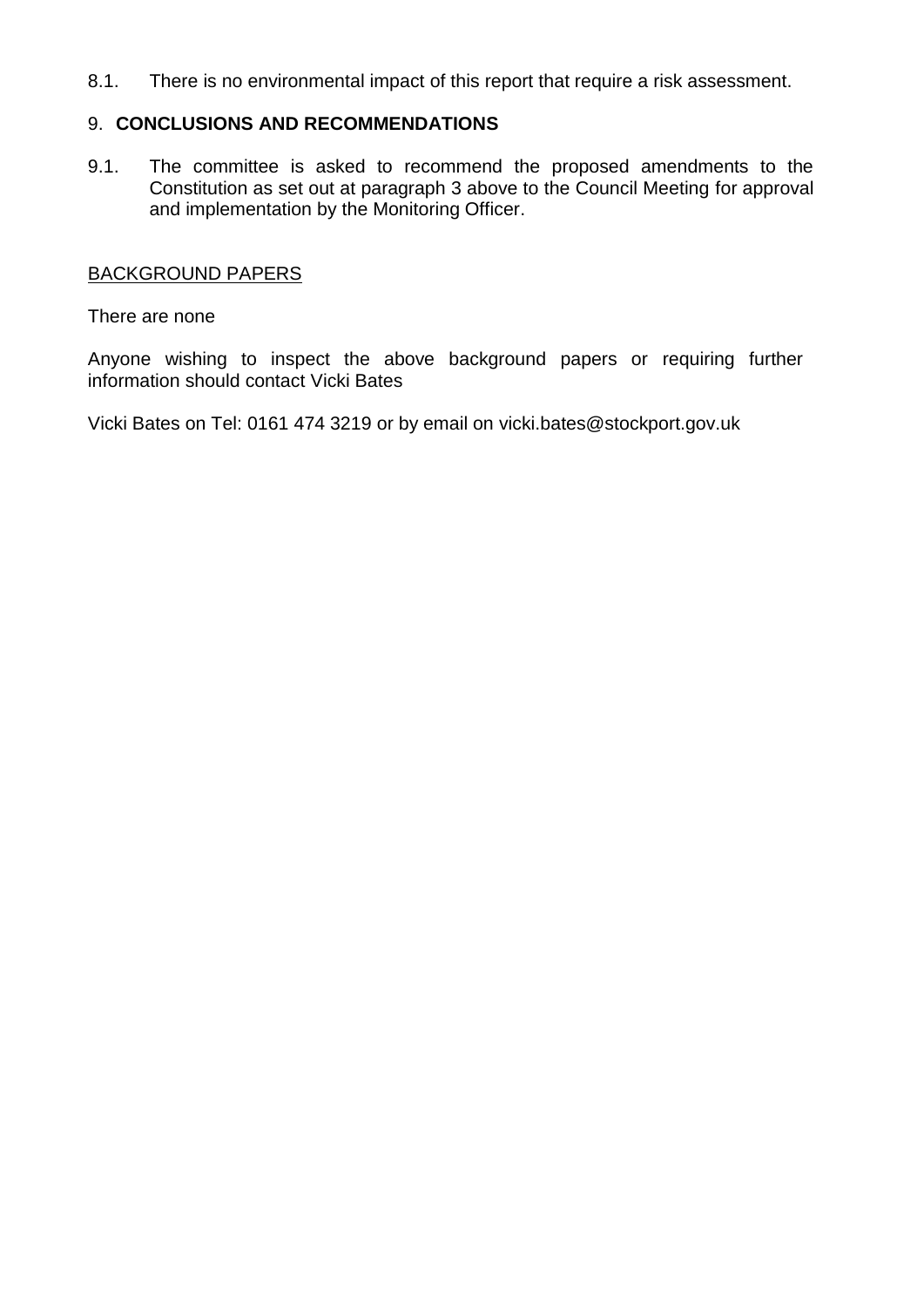8.1. There is no environmental impact of this report that require a risk assessment.

## 9. CONCLUSIONS AND RECOMMENDATIONS

9.1. The committee is asked to recommend the proposed amendments to the Constitution as set out at paragraph 3 above to the Council Meeting for approval and implementation by the Monitoring Officer.

BACKGROUND PAPERS

There are none

Anyone wishing to inspect the above background papers or requiring further information should contact Vicki Bates

Vicki Bates on Tel: 0161 474 3219 or by email on vicki.bates@stockport.gov.uk